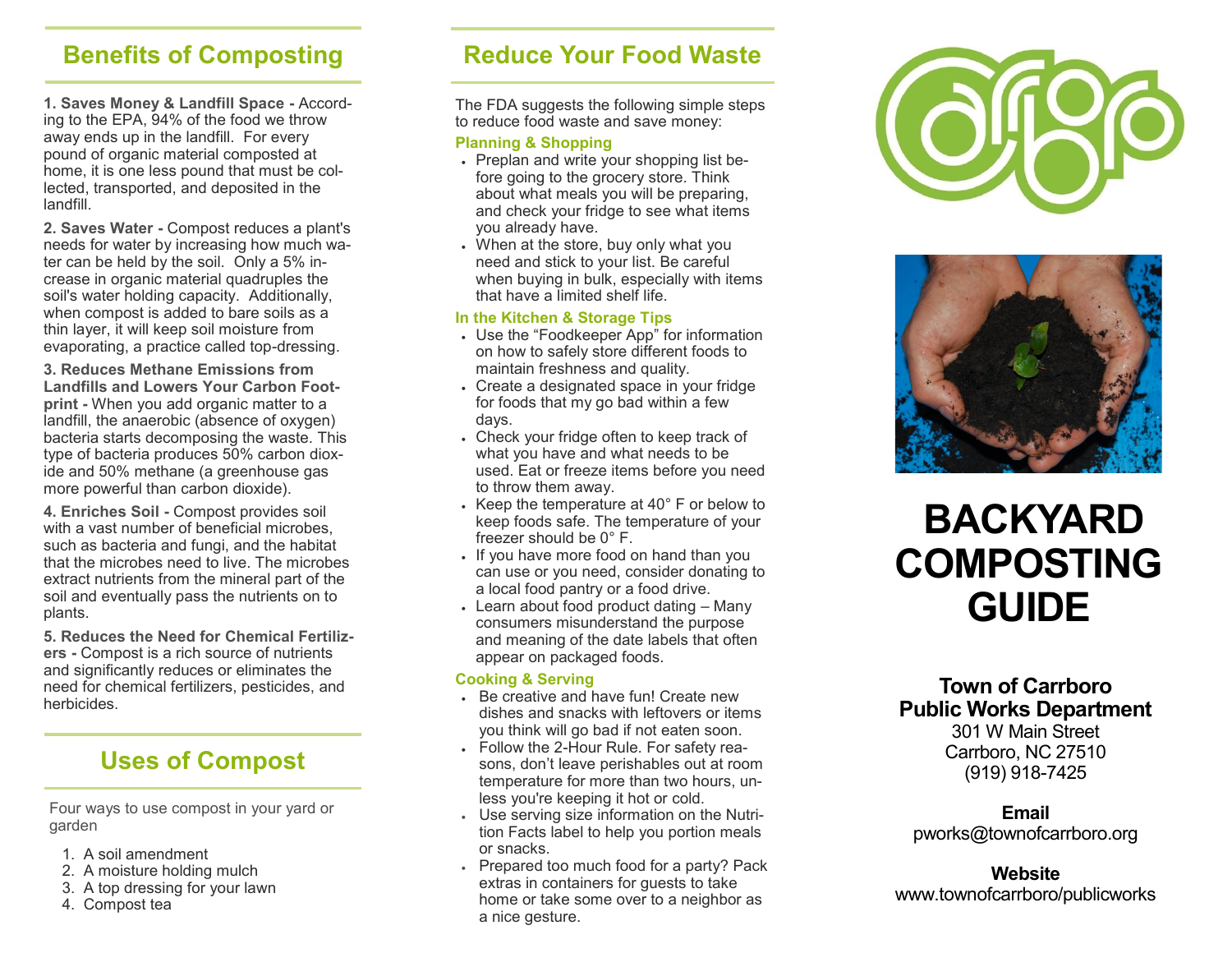## Benefits of Composting

**1. Saves Money & Landfill Space -** According to the EPA, 94% of the food we throw away ends up in the landfill. For every pound of organic material composted at home, it is one less pound that must be collected, transported, and deposited in the landfill.

**2. Saves Water -** Compost reduces a plant's needs for water by increasing how much water can be held by the soil. Only a 5% increase in organic material quadruples the soil's water holding capacity. Additionally, when compost is added to bare soils as a thin layer, it will keep soil moisture from evaporating, a practice called top-dressing.

**3. Reduces Methane Emissions from Landfills and Lowers Your Carbon Footprint -** When you add organic matter to a landfill, the anaerobic (absence of oxygen) bacteria starts decomposing the waste. This type of bacteria produces 50% carbon dioxide and 50% methane (a greenhouse gas more powerful than carbon dioxide).

**4. Enriches Soil -** Compost provides soil with a vast number of beneficial microbes, such as bacteria and fungi, and the habitat that the microbes need to live. The microbes extract nutrients from the mineral part of the soil and eventually pass the nutrients on to plants.

**5. Reduces the Need for Chemical Fertilizers -** Compost is a rich source of nutrients and significantly reduces or eliminates the need for chemical fertilizers, pesticides, and herbicides.

## Uses of Compost

Four ways to use compost in your yard or garden

1. A soil amendment
2. A moisture holding mulch
3. A top dressing for your lawn
4. Compost tea

## Reduce Your Food Waste

The FDA suggests the following simple steps to reduce food waste and save money:

### Planning & Shopping

- Preplan and write your shopping list before going to the grocery store. Think about what meals you will be preparing, and check your fridge to see what items you already have.
- When at the store, buy only what you need and stick to your list. Be careful when buying in bulk, especially with items that have a limited shelf life.

### In the Kitchen & Storage Tips

- Use the "Foodkeeper App" for information on how to safely store different foods to maintain freshness and quality.
- Create a designated space in your fridge for foods that my go bad within a few days.
- Check your fridge often to keep track of what you have and what needs to be used. Eat or freeze items before you need to throw them away.
- Keep the temperature at 40° F or below to keep foods safe. The temperature of your freezer should be 0° F.
- If you have more food on hand than you can use or you need, consider donating to a local food pantry or a food drive.
- Learn about food product dating – Many consumers misunderstand the purpose and meaning of the date labels that often appear on packaged foods.

### Cooking & Serving

- Be creative and have fun! Create new dishes and snacks with leftovers or items you think will go bad if not eaten soon.
- Follow the 2-Hour Rule. For safety reasons, don't leave perishables out at room temperature for more than two hours, unless you're keeping it hot or cold.
- Use serving size information on the Nutrition Facts label to help you portion meals or snacks.
- Prepared too much food for a party? Pack extras in containers for guests to take home or take some over to a neighbor as a nice gesture.

# BACKYARD COMPOSTING GUIDE

**Town of Carrboro**
**Public Works Department**
301 W Main Street
Carrboro, NC 27510
(919) 918-7425

**Email**
pworks@townofcarrboro.org

**Website**
www.townofcarrboro/publicworks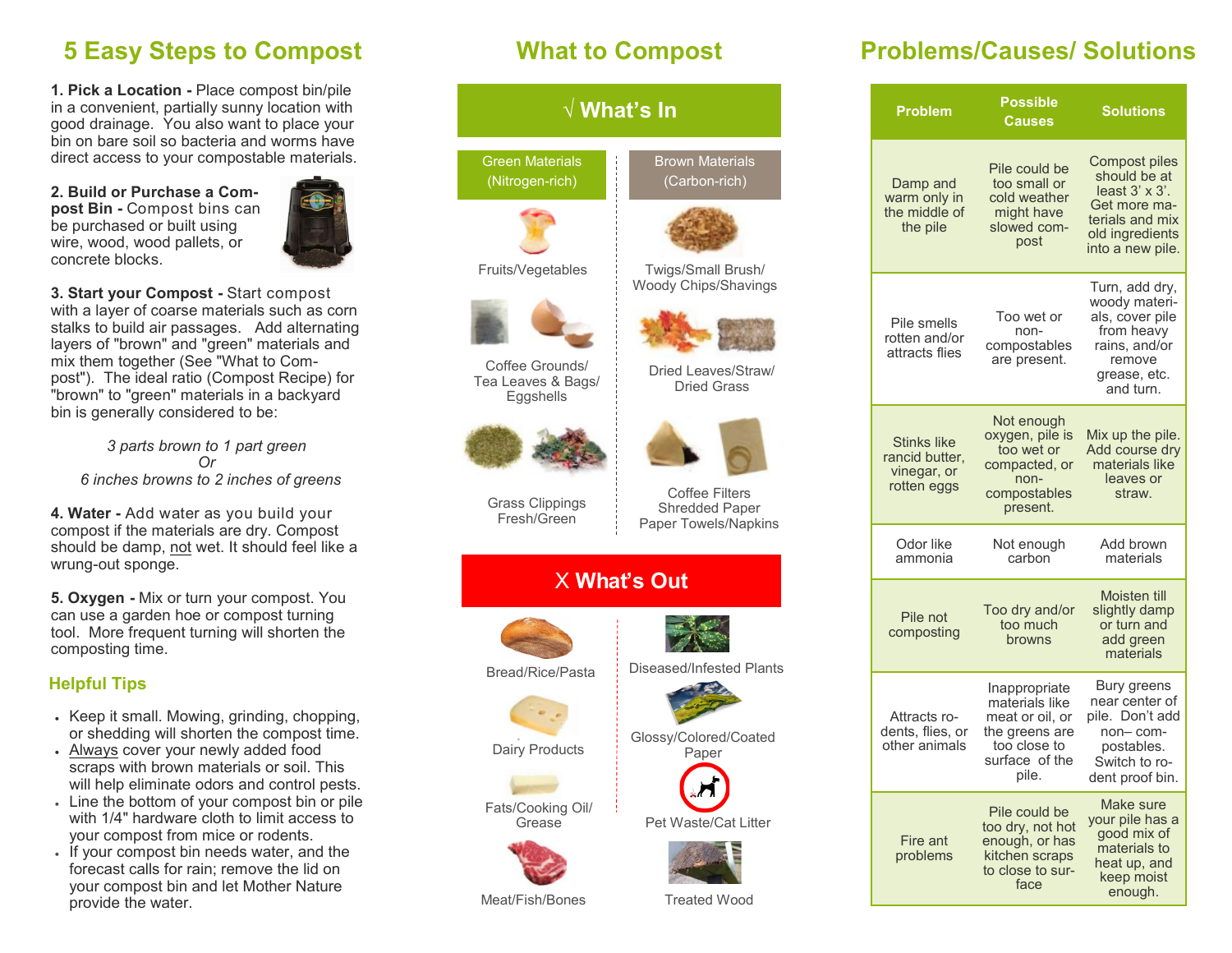## 5 Easy Steps to Compost

**1. Pick a Location -** Place compost bin/pile in a convenient, partially sunny location with good drainage. You also want to place your bin on bare soil so bacteria and worms have direct access to your compostable materials.

**2. Build or Purchase a Compost Bin -** Compost bins can be purchased or built using wire, wood, wood pallets, or concrete blocks.

**3. Start your Compost -** Start compost with a layer of coarse materials such as corn stalks to build air passages. Add alternating layers of "brown" and "green" materials and mix them together (See "What to Compost"). The ideal ratio (Compost Recipe) for "brown" to "green" materials in a backyard bin is generally considered to be:

*3 parts brown to 1 part green*
*Or*
*6 inches browns to 2 inches of greens*

**4. Water -** Add water as you build your compost if the materials are dry. Compost should be damp, not wet. It should feel like a wrung-out sponge.

**5. Oxygen -** Mix or turn your compost. You can use a garden hoe or compost turning tool. More frequent turning will shorten the composting time.

### Helpful Tips

- Keep it small. Mowing, grinding, chopping, or shedding will shorten the compost time.
- Always cover your newly added food scraps with brown materials or soil. This will help eliminate odors and control pests.
- Line the bottom of your compost bin or pile with 1/4" hardware cloth to limit access to your compost from mice or rodents.
- If your compost bin needs water, and the forecast calls for rain; remove the lid on your compost bin and let Mother Nature provide the water.

## What to Compost

### √ What's In

| Green Materials (Nitrogen-rich) | Brown Materials (Carbon-rich) |
|---|---|
| Fruits/Vegetables | Twigs/Small Brush/ Woody Chips/Shavings |
| Coffee Grounds/ Tea Leaves & Bags/ Eggshells | Dried Leaves/Straw/ Dried Grass |
| Grass Clippings Fresh/Green | Coffee Filters Shredded Paper Paper Towels/Napkins |

### X What's Out

- Bread/Rice/Pasta
- Dairy Products
- Fats/Cooking Oil/ Grease
- Meat/Fish/Bones
- Diseased/Infested Plants
- Glossy/Colored/Coated Paper
- Pet Waste/Cat Litter
- Treated Wood

## Problems/Causes/ Solutions

| Problem | Possible Causes | Solutions |
|---|---|---|
| Damp and warm only in the middle of the pile | Pile could be too small or cold weather might have slowed compost | Compost piles should be at least 3' x 3'. Get more materials and mix old ingredients into a new pile. |
| Pile smells rotten and/or attracts flies | Too wet or non-compostables are present. | Turn, add dry, woody materials, cover pile from heavy rains, and/or remove grease, etc. and turn. |
| Stinks like rancid butter, vinegar, or rotten eggs | Not enough oxygen, pile is too wet or compacted, or non-compostables present. | Mix up the pile. Add course dry materials like leaves or straw. |
| Odor like ammonia | Not enough carbon | Add brown materials |
| Pile not composting | Too dry and/or too much browns | Moisten till slightly damp or turn and add green materials |
| Attracts rodents, flies, or other animals | Inappropriate materials like meat or oil, or the greens are too close to surface of the pile. | Bury greens near center of pile. Don't add non– compostables. Switch to rodent proof bin. |
| Fire ant problems | Pile could be too dry, not hot enough, or has kitchen scraps to close to surface | Make sure your pile has a good mix of materials to heat up, and keep moist enough. |